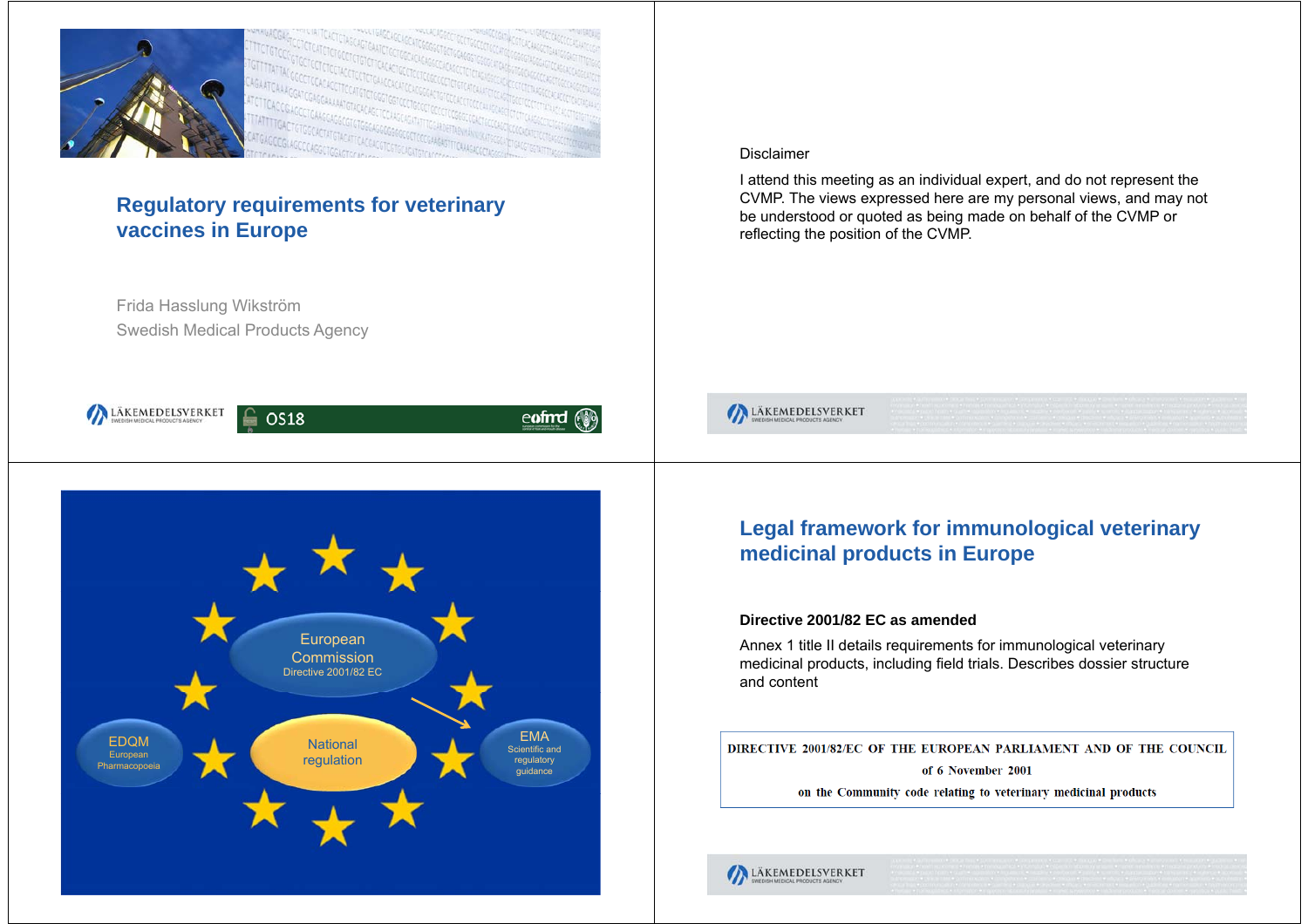# Regulatory requirements for veterinary vaccines in Europe

Frida Hasslung Wikström

Swedish Medical Products Agency

---

Disclaimer

I attend this meeting as an individual expert, and do not represent the CVMP. The views expressed here are my personal views, and may not be understood or quoted as being made on behalf of the CVMP or reflecting the position of the CVMP.

---

European Commission
Directive 2001/82 EC

EDQM
European Pharmacopoeia

National regulation

EMA
Scientific and regulatory guidance

---

## Legal framework for immunological veterinary medicinal products in Europe

**Directive 2001/82 EC as amended**

Annex 1 title II details requirements for immunological veterinary medicinal products, including field trials. Describes dossier structure and content

DIRECTIVE 2001/82/EC OF THE EUROPEAN PARLIAMENT AND OF THE COUNCIL

of 6 November 2001

on the Community code relating to veterinary medicinal products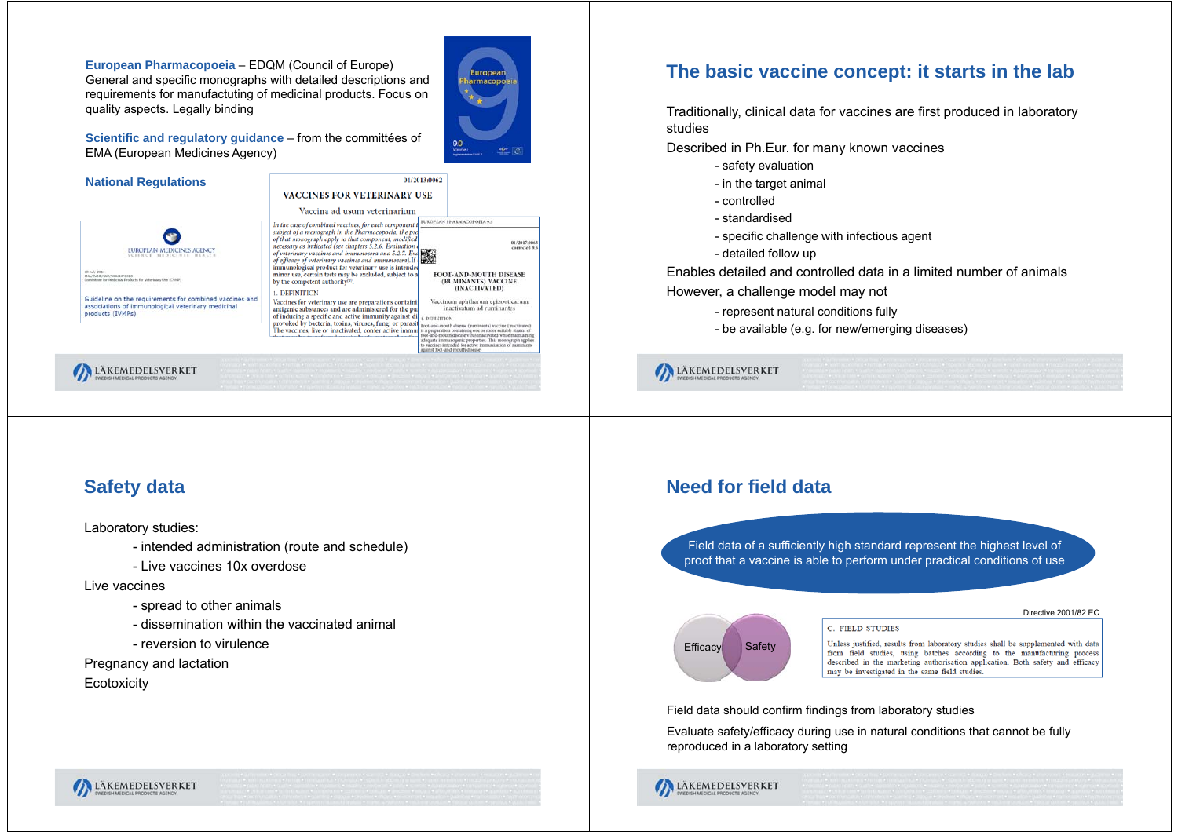**European Pharmacopoeia** – EDQM (Council of Europe)
General and specific monographs with detailed descriptions and requirements for manufacturing of medicinal products. Focus on quality aspects. Legally binding

**Scientific and regulatory guidance** – from the committées of EMA (European Medicines Agency)

**National Regulations**

## The basic vaccine concept: it starts in the lab

Traditionally, clinical data for vaccines are first produced in laboratory studies

Described in Ph.Eur. for many known vaccines

- safety evaluation
- in the target animal
- controlled
- standardised
- specific challenge with infectious agent
- detailed follow up

Enables detailed and controlled data in a limited number of animals

However, a challenge model may not

- represent natural conditions fully
- be available (e.g. for new/emerging diseases)

## Safety data

Laboratory studies:

- intended administration (route and schedule)
- Live vaccines 10x overdose

Live vaccines

- spread to other animals
- dissemination within the vaccinated animal
- reversion to virulence

Pregnancy and lactation

Ecotoxicity

## Need for field data

Field data of a sufficiently high standard represent the highest level of proof that a vaccine is able to perform under practical conditions of use

Efficacy / Safety

Directive 2001/82 EC

C. FIELD STUDIES

Unless justified, results from laboratory studies shall be supplemented with data from field studies, using batches according to the manufacturing process described in the marketing authorisation application. Both safety and efficacy may be investigated in the same field studies.

Field data should confirm findings from laboratory studies

Evaluate safety/efficacy during use in natural conditions that cannot be fully reproduced in a laboratory setting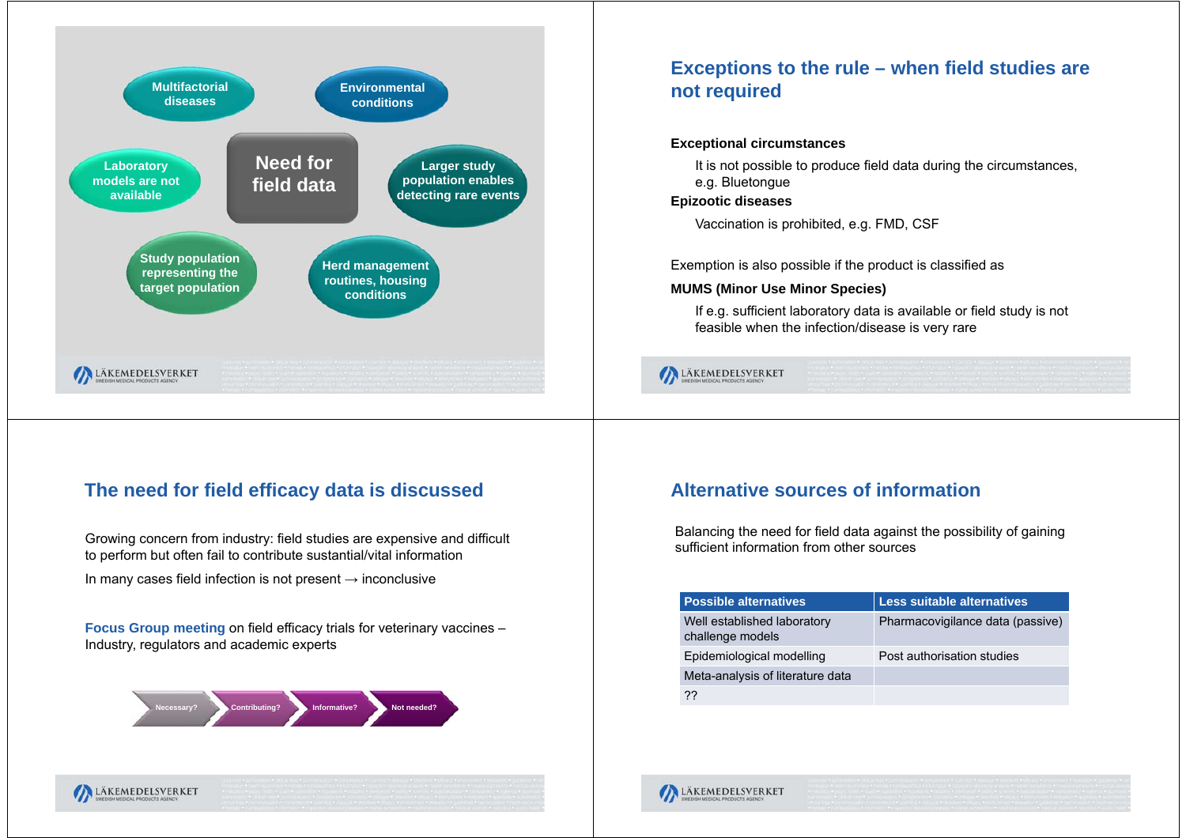## Need for field data

- Multifactorial diseases
- Environmental conditions
- Laboratory models are not available
- Larger study population enables detecting rare events
- Study population representing the target population
- Herd management routines, housing conditions

## Exceptions to the rule – when field studies are not required

**Exceptional circumstances**

It is not possible to produce field data during the circumstances, e.g. Bluetongue

**Epizootic diseases**

Vaccination is prohibited, e.g. FMD, CSF

Exemption is also possible if the product is classified as

**MUMS (Minor Use Minor Species)**

If e.g. sufficient laboratory data is available or field study is not feasible when the infection/disease is very rare

## The need for field efficacy data is discussed

Growing concern from industry: field studies are expensive and difficult to perform but often fail to contribute sustantial/vital information

In many cases field infection is not present → inconclusive

**Focus Group meeting** on field efficacy trials for veterinary vaccines – Industry, regulators and academic experts

Necessary? → Contributing? → Informative? → Not needed?

## Alternative sources of information

Balancing the need for field data against the possibility of gaining sufficient information from other sources

| Possible alternatives | Less suitable alternatives |
|---|---|
| Well established laboratory challenge models | Pharmacovigilance data (passive) |
| Epidemiological modelling | Post authorisation studies |
| Meta-analysis of literature data | |
| ?? | |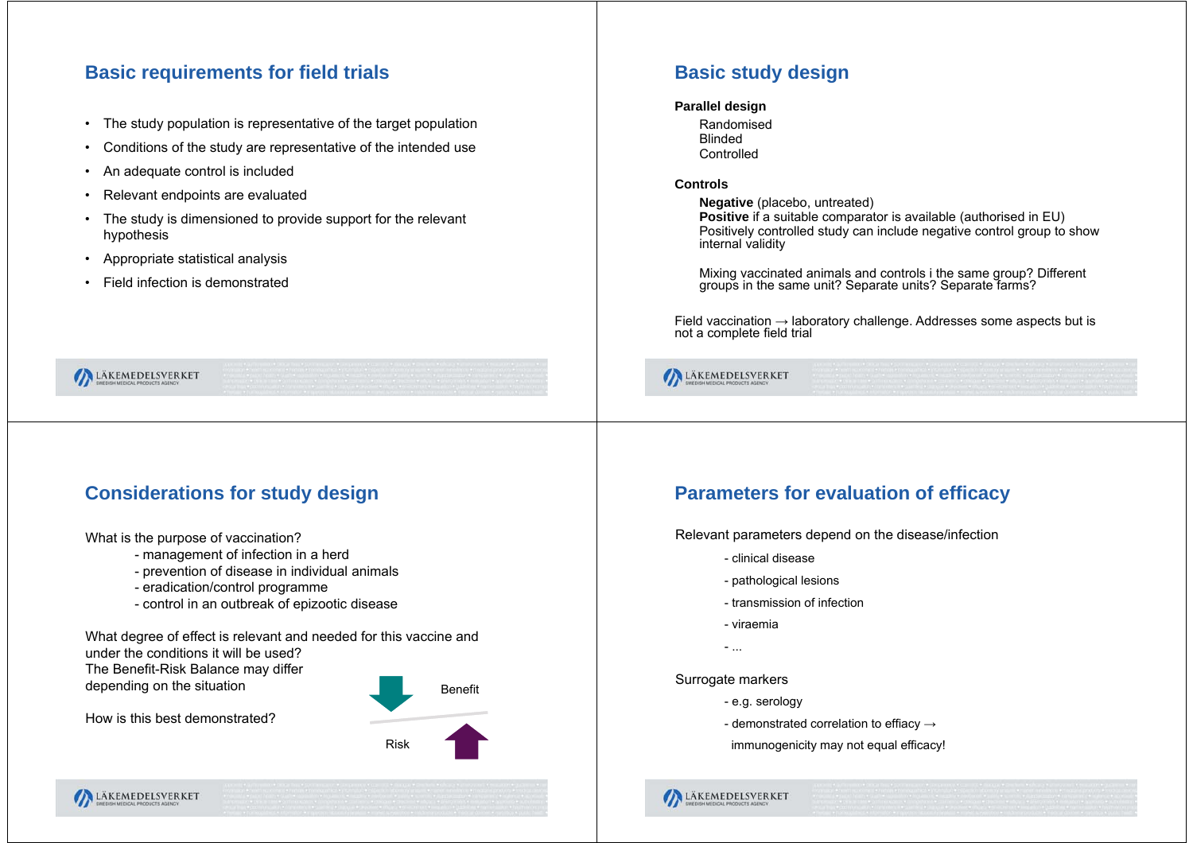## Basic requirements for field trials

- The study population is representative of the target population
- Conditions of the study are representative of the intended use
- An adequate control is included
- Relevant endpoints are evaluated
- The study is dimensioned to provide support for the relevant hypothesis
- Appropriate statistical analysis
- Field infection is demonstrated

## Basic study design

**Parallel design**

Randomised
Blinded
Controlled

**Controls**

**Negative** (placebo, untreated)
**Positive** if a suitable comparator is available (authorised in EU)
Positively controlled study can include negative control group to show internal validity

Mixing vaccinated animals and controls i the same group? Different groups in the same unit? Separate units? Separate farms?

Field vaccination → laboratory challenge. Addresses some aspects but is not a complete field trial

## Considerations for study design

What is the purpose of vaccination?
- management of infection in a herd
- prevention of disease in individual animals
- eradication/control programme
- control in an outbreak of epizootic disease

What degree of effect is relevant and needed for this vaccine and under the conditions it will be used?
The Benefit-Risk Balance may differ depending on the situation

Benefit

Risk

How is this best demonstrated?

## Parameters for evaluation of efficacy

Relevant parameters depend on the disease/infection
- clinical disease
- pathological lesions
- transmission of infection
- viraemia
- ...

Surrogate markers
- e.g. serology
- demonstrated correlation to effiacy →
  immunogenicity may not equal efficacy!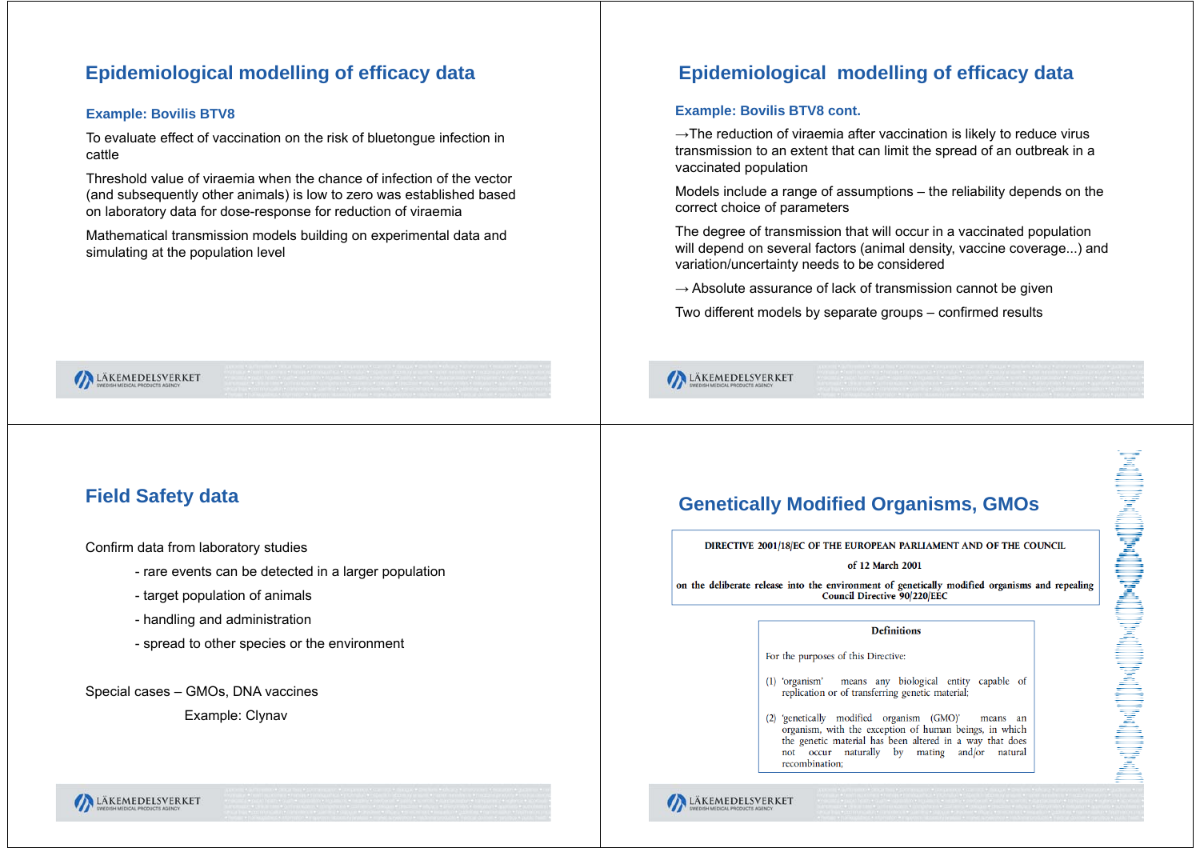## Epidemiological modelling of efficacy data

### Example: Bovilis BTV8

To evaluate effect of vaccination on the risk of bluetongue infection in cattle

Threshold value of viraemia when the chance of infection of the vector (and subsequently other animals) is low to zero was established based on laboratory data for dose-response for reduction of viraemia

Mathematical transmission models building on experimental data and simulating at the population level

## Epidemiological modelling of efficacy data

### Example: Bovilis BTV8 cont.

→The reduction of viraemia after vaccination is likely to reduce virus transmission to an extent that can limit the spread of an outbreak in a vaccinated population

Models include a range of assumptions – the reliability depends on the correct choice of parameters

The degree of transmission that will occur in a vaccinated population will depend on several factors (animal density, vaccine coverage...) and variation/uncertainty needs to be considered

→ Absolute assurance of lack of transmission cannot be given

Two different models by separate groups – confirmed results

## Field Safety data

Confirm data from laboratory studies

- rare events can be detected in a larger population
- target population of animals
- handling and administration
- spread to other species or the environment

Special cases – GMOs, DNA vaccines

Example: Clynav

## Genetically Modified Organisms, GMOs

DIRECTIVE 2001/18/EC OF THE EUROPEAN PARLIAMENT AND OF THE COUNCIL

of 12 March 2001

on the deliberate release into the environment of genetically modified organisms and repealing Council Directive 90/220/EEC

**Definitions**

For the purposes of this Directive:

(1) 'organism' means any biological entity capable of replication or of transferring genetic material;

(2) 'genetically modified organism (GMO)' means an organism, with the exception of human beings, in which the genetic material has been altered in a way that does not occur naturally by mating and/or natural recombination;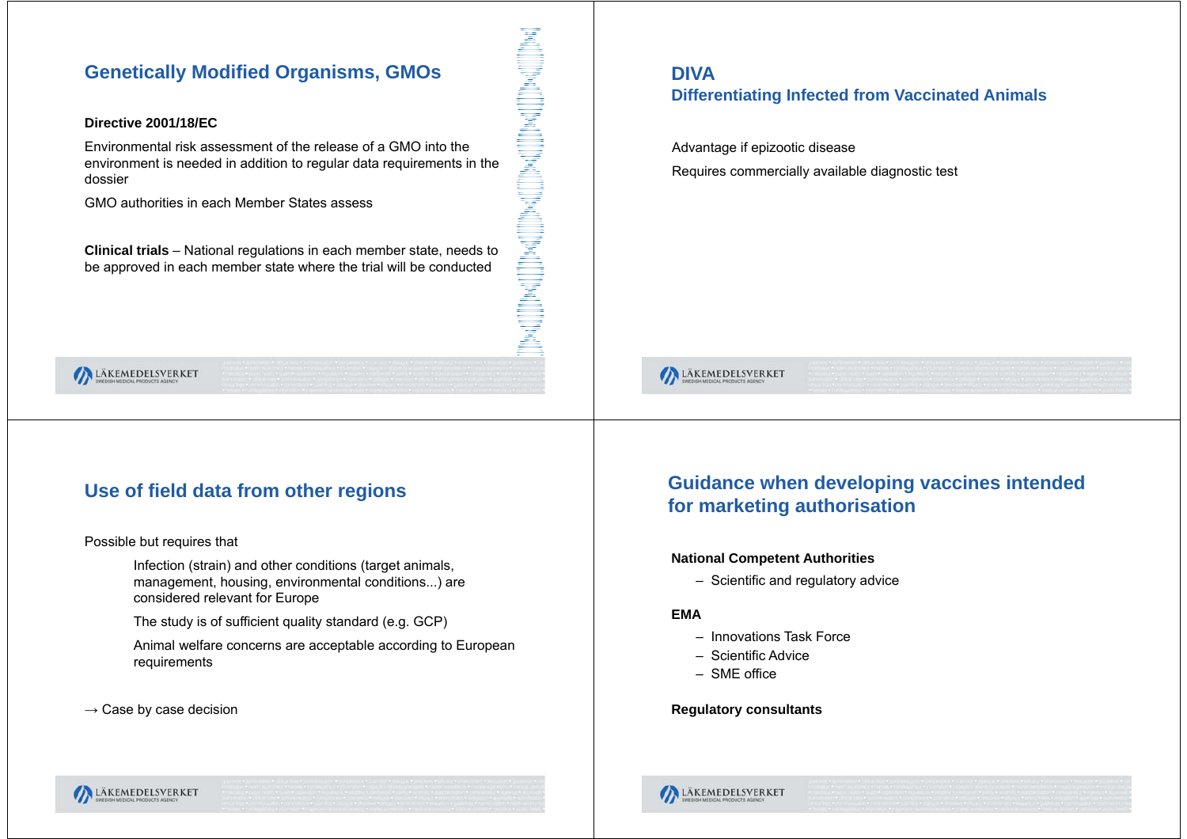## Genetically Modified Organisms, GMOs

**Directive 2001/18/EC**

Environmental risk assessment of the release of a GMO into the environment is needed in addition to regular data requirements in the dossier

GMO authorities in each Member States assess

**Clinical trials** – National regulations in each member state, needs to be approved in each member state where the trial will be conducted

## DIVA
### Differentiating Infected from Vaccinated Animals

Advantage if epizootic disease

Requires commercially available diagnostic test

## Use of field data from other regions

Possible but requires that

- Infection (strain) and other conditions (target animals, management, housing, environmental conditions...) are considered relevant for Europe
- The study is of sufficient quality standard (e.g. GCP)
- Animal welfare concerns are acceptable according to European requirements

→ Case by case decision

## Guidance when developing vaccines intended for marketing authorisation

**National Competent Authorities**

- Scientific and regulatory advice

**EMA**

- Innovations Task Force
- Scientific Advice
- SME office

**Regulatory consultants**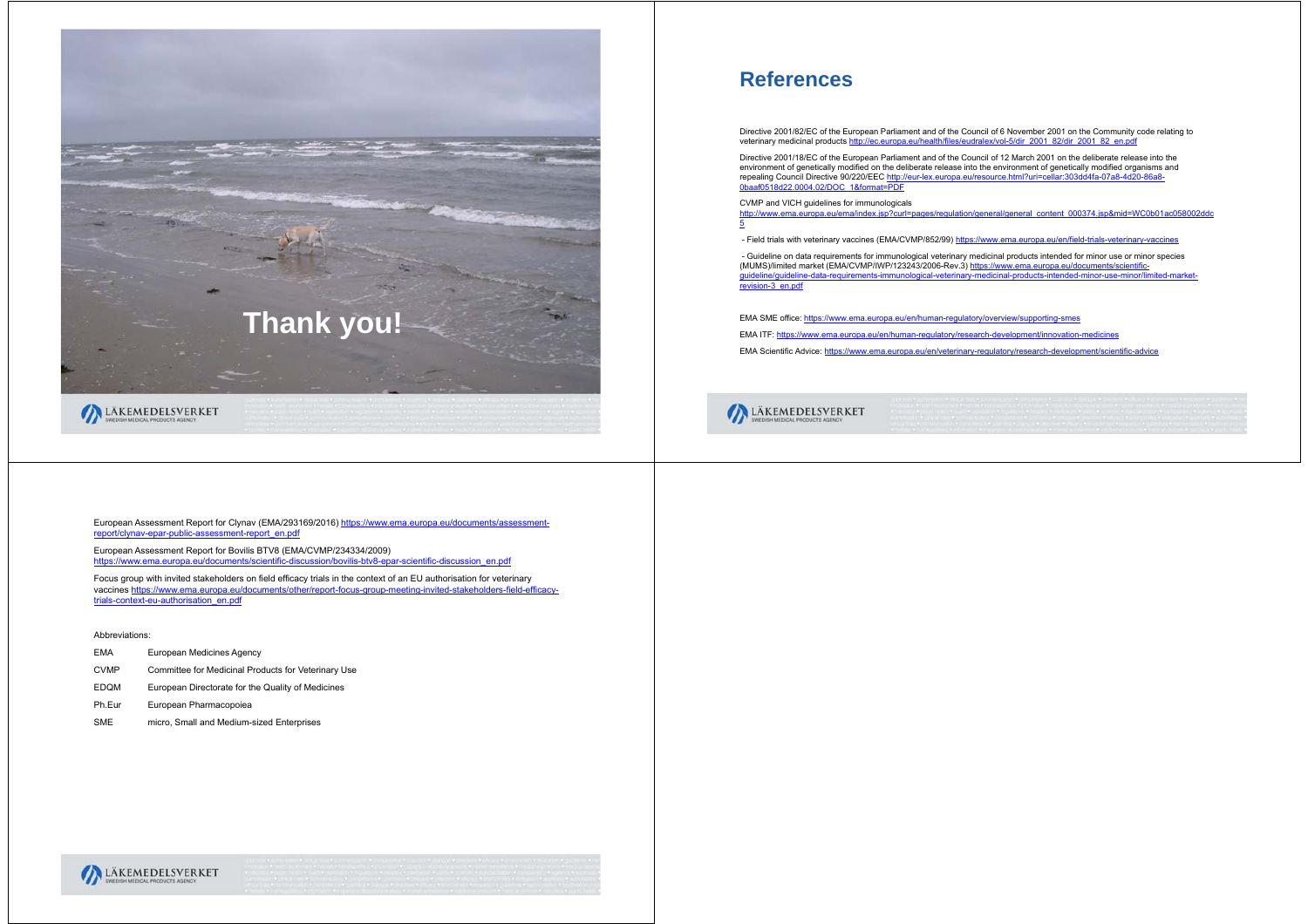Thank you!

# References

Directive 2001/82/EC of the European Parliament and of the Council of 6 November 2001 on the Community code relating to veterinary medicinal products http://ec.europa.eu/health/files/eudralex/vol-5/dir_2001_82/dir_2001_82_en.pdf

Directive 2001/18/EC of the European Parliament and of the Council of 12 March 2001 on the deliberate release into the environment of genetically modified on the deliberate release into the environment of genetically modified organisms and repealing Council Directive 90/220/EEC http://eur-lex.europa.eu/resource.html?uri=cellar:303dd4fa-07a8-4d20-86a8-0baaf0518d22.0004.02/DOC_1&format=PDF

CVMP and VICH guidelines for immunologicals http://www.ema.europa.eu/ema/index.jsp?curl=pages/regulation/general/general_content_000374.jsp&mid=WC0b01ac058002ddc5

- Field trials with veterinary vaccines (EMA/CVMP/852/99) https://www.ema.europa.eu/en/field-trials-veterinary-vaccines

- Guideline on data requirements for immunological veterinary medicinal products intended for minor use or minor species (MUMS)/limited market (EMA/CVMP/IWP/123243/2006-Rev.3) https://www.ema.europa.eu/documents/scientific-guideline/guideline-data-requirements-immunological-veterinary-medicinal-products-intended-minor-use-minor/limited-market-revision-3_en.pdf

EMA SME office: https://www.ema.europa.eu/en/human-regulatory/overview/supporting-smes

EMA ITF: https://www.ema.europa.eu/en/human-regulatory/research-development/innovation-medicines

EMA Scientific Advice: https://www.ema.europa.eu/en/veterinary-regulatory/research-development/scientific-advice

European Assessment Report for Clynav (EMA/293169/2016) https://www.ema.europa.eu/documents/assessment-report/clynav-epar-public-assessment-report_en.pdf

European Assessment Report for Bovilis BTV8 (EMA/CVMP/234334/2009) https://www.ema.europa.eu/documents/scientific-discussion/bovilis-btv8-epar-scientific-discussion_en.pdf

Focus group with invited stakeholders on field efficacy trials in the context of an EU authorisation for veterinary vaccines https://www.ema.europa.eu/documents/other/report-focus-group-meeting-invited-stakeholders-field-efficacy-trials-context-eu-authorisation_en.pdf

Abbreviations:

| | |
|---|---|
| EMA | European Medicines Agency |
| CVMP | Committee for Medicinal Products for Veterinary Use |
| EDQM | European Directorate for the Quality of Medicines |
| Ph.Eur | European Pharmacopoiea |
| SME | micro, Small and Medium-sized Enterprises |